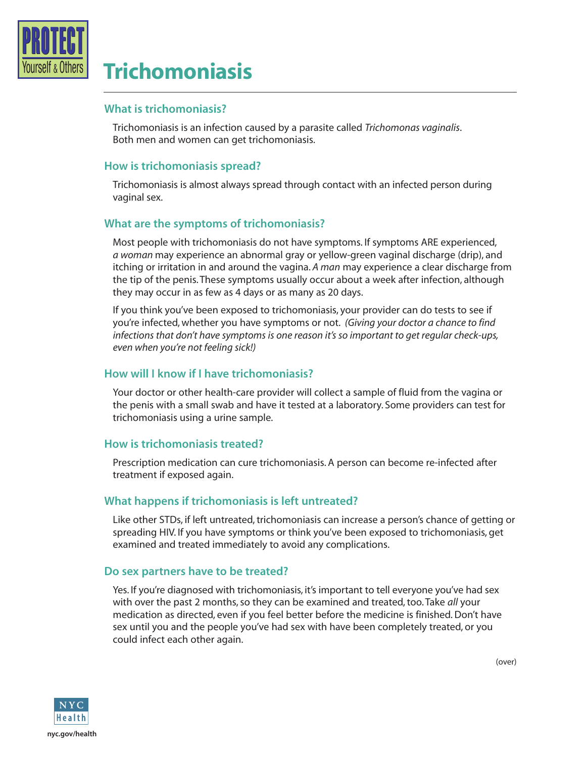PROTECT Yourself & Others

# Trichomoniasis

## What is trichomoniasis?

Trichomoniasis is an infection caused by a parasite called *Trichomonas vaginalis*. Both men and women can get trichomoniasis.

## How is trichomoniasis spread?

Trichomoniasis is almost always spread through contact with an infected person during vaginal sex.

## What are the symptoms of trichomoniasis?

Most people with trichomoniasis do not have symptoms. If symptoms ARE experienced, *a woman* may experience an abnormal gray or yellow-green vaginal discharge (drip), and itching or irritation in and around the vagina. *A man* may experience a clear discharge from the tip of the penis. These symptoms usually occur about a week after infection, although they may occur in as few as 4 days or as many as 20 days.

If you think you've been exposed to trichomoniasis, your provider can do tests to see if you're infected, whether you have symptoms or not. *(Giving your doctor a chance to find infections that don't have symptoms is one reason it's so important to get regular check-ups, even when you're not feeling sick!)*

## How will I know if I have trichomoniasis?

Your doctor or other health-care provider will collect a sample of fluid from the vagina or the penis with a small swab and have it tested at a laboratory. Some providers can test for trichomoniasis using a urine sample.

## How is trichomoniasis treated?

Prescription medication can cure trichomoniasis. A person can become re-infected after treatment if exposed again.

## What happens if trichomoniasis is left untreated?

Like other STDs, if left untreated, trichomoniasis can increase a person's chance of getting or spreading HIV. If you have symptoms or think you've been exposed to trichomoniasis, get examined and treated immediately to avoid any complications.

## Do sex partners have to be treated?

Yes. If you're diagnosed with trichomoniasis, it's important to tell everyone you've had sex with over the past 2 months, so they can be examined and treated, too. Take *all* your medication as directed, even if you feel better before the medicine is finished. Don't have sex until you and the people you've had sex with have been completely treated, or you could infect each other again.

(over)

NYC Health

nyc.gov/health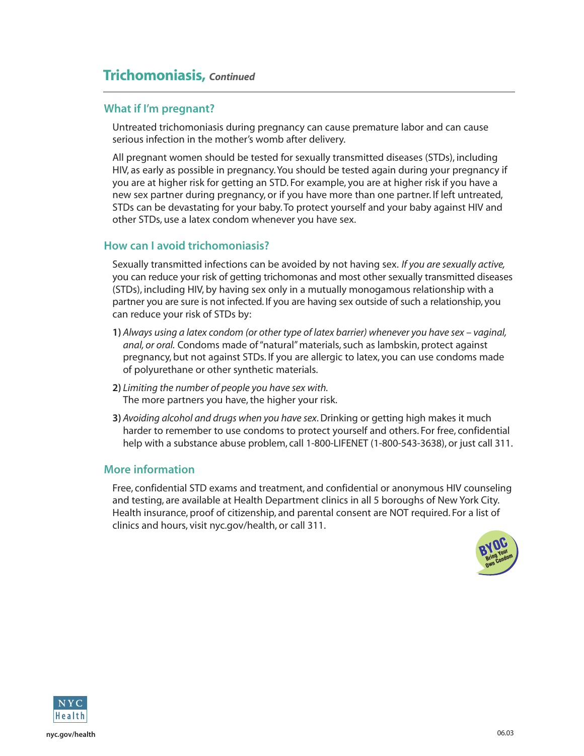## Trichomoniasis, *Continued*

### What if I'm pregnant?

Untreated trichomoniasis during pregnancy can cause premature labor and can cause serious infection in the mother's womb after delivery.

All pregnant women should be tested for sexually transmitted diseases (STDs), including HIV, as early as possible in pregnancy. You should be tested again during your pregnancy if you are at higher risk for getting an STD. For example, you are at higher risk if you have a new sex partner during pregnancy, or if you have more than one partner. If left untreated, STDs can be devastating for your baby. To protect yourself and your baby against HIV and other STDs, use a latex condom whenever you have sex.

### How can I avoid trichomoniasis?

Sexually transmitted infections can be avoided by not having sex. *If you are sexually active,* you can reduce your risk of getting trichomonas and most other sexually transmitted diseases (STDs), including HIV, by having sex only in a mutually monogamous relationship with a partner you are sure is not infected. If you are having sex outside of such a relationship, you can reduce your risk of STDs by:

**1)** *Always using a latex condom (or other type of latex barrier) whenever you have sex – vaginal, anal, or oral.* Condoms made of "natural" materials, such as lambskin, protect against pregnancy, but not against STDs. If you are allergic to latex, you can use condoms made of polyurethane or other synthetic materials.

**2)** *Limiting the number of people you have sex with.* The more partners you have, the higher your risk.

**3)** *Avoiding alcohol and drugs when you have sex*. Drinking or getting high makes it much harder to remember to use condoms to protect yourself and others. For free, confidential help with a substance abuse problem, call 1-800-LIFENET (1-800-543-3638), or just call 311.

### More information

Free, confidential STD exams and treatment, and confidential or anonymous HIV counseling and testing, are available at Health Department clinics in all 5 boroughs of New York City. Health insurance, proof of citizenship, and parental consent are NOT required. For a list of clinics and hours, visit nyc.gov/health, or call 311.

BYOC Bring Your Own Condom

NYC Health

nyc.gov/health

06.03